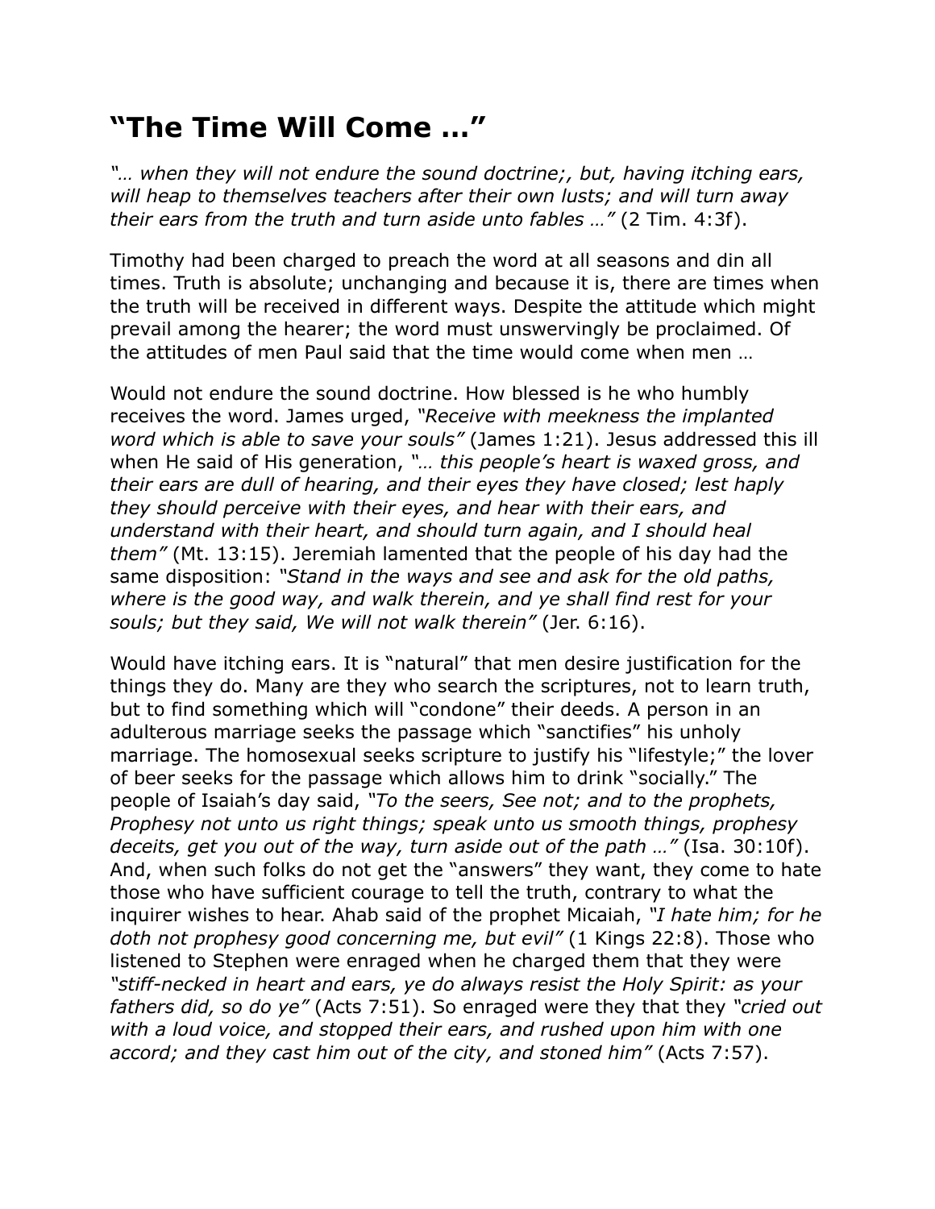# "The Time Will Come …"

*"… when they will not endure the sound doctrine;, but, having itching ears, will heap to themselves teachers after their own lusts; and will turn away their ears from the truth and turn aside unto fables …"* (2 Tim. 4:3f).

Timothy had been charged to preach the word at all seasons and din all times. Truth is absolute; unchanging and because it is, there are times when the truth will be received in different ways. Despite the attitude which might prevail among the hearer; the word must unswervingly be proclaimed. Of the attitudes of men Paul said that the time would come when men …

Would not endure the sound doctrine. How blessed is he who humbly receives the word. James urged, *"Receive with meekness the implanted word which is able to save your souls"* (James 1:21). Jesus addressed this ill when He said of His generation, *"… this people's heart is waxed gross, and their ears are dull of hearing, and their eyes they have closed; lest haply they should perceive with their eyes, and hear with their ears, and understand with their heart, and should turn again, and I should heal them"* (Mt. 13:15). Jeremiah lamented that the people of his day had the same disposition: *"Stand in the ways and see and ask for the old paths, where is the good way, and walk therein, and ye shall find rest for your souls; but they said, We will not walk therein"* (Jer. 6:16).

Would have itching ears. It is "natural" that men desire justification for the things they do. Many are they who search the scriptures, not to learn truth, but to find something which will "condone" their deeds. A person in an adulterous marriage seeks the passage which "sanctifies" his unholy marriage. The homosexual seeks scripture to justify his "lifestyle;" the lover of beer seeks for the passage which allows him to drink "socially." The people of Isaiah's day said, *"To the seers, See not; and to the prophets, Prophesy not unto us right things; speak unto us smooth things, prophesy deceits, get you out of the way, turn aside out of the path …"* (Isa. 30:10f). And, when such folks do not get the "answers" they want, they come to hate those who have sufficient courage to tell the truth, contrary to what the inquirer wishes to hear. Ahab said of the prophet Micaiah, *"I hate him; for he doth not prophesy good concerning me, but evil"* (1 Kings 22:8). Those who listened to Stephen were enraged when he charged them that they were *"stiff-necked in heart and ears, ye do always resist the Holy Spirit: as your fathers did, so do ye"* (Acts 7:51). So enraged were they that they *"cried out with a loud voice, and stopped their ears, and rushed upon him with one accord; and they cast him out of the city, and stoned him"* (Acts 7:57).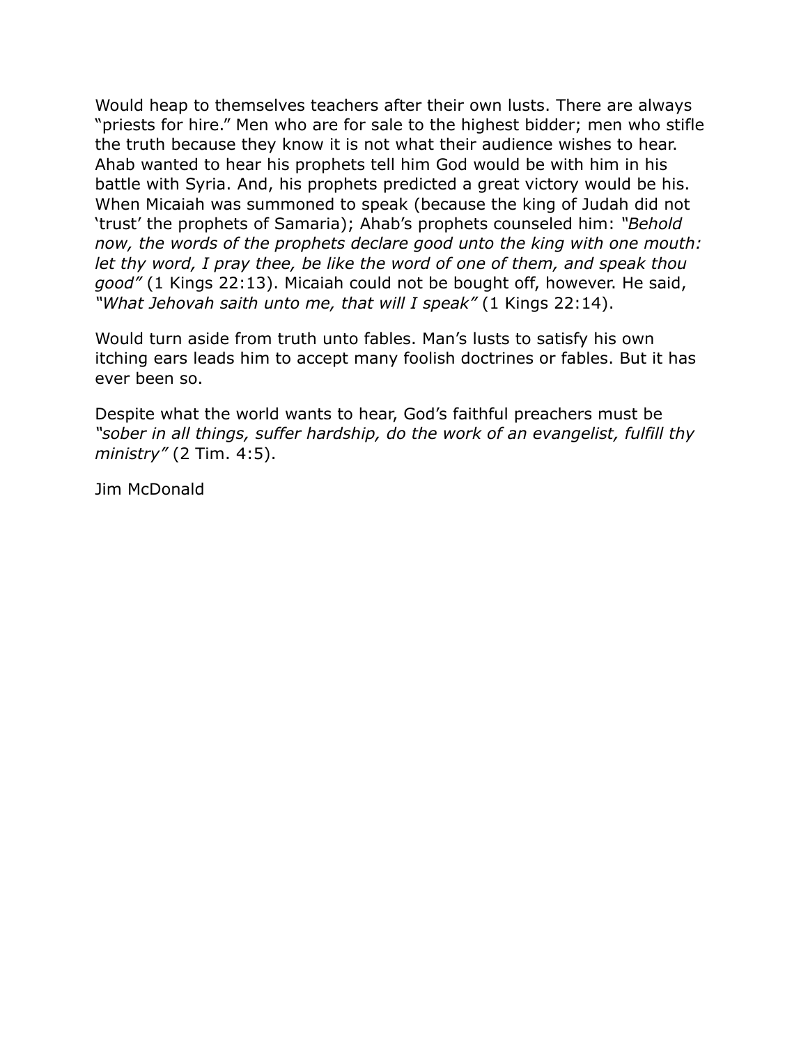Would heap to themselves teachers after their own lusts. There are always "priests for hire." Men who are for sale to the highest bidder; men who stifle the truth because they know it is not what their audience wishes to hear. Ahab wanted to hear his prophets tell him God would be with him in his battle with Syria. And, his prophets predicted a great victory would be his. When Micaiah was summoned to speak (because the king of Judah did not 'trust' the prophets of Samaria); Ahab's prophets counseled him: *"Behold now, the words of the prophets declare good unto the king with one mouth: let thy word, I pray thee, be like the word of one of them, and speak thou good"* (1 Kings 22:13). Micaiah could not be bought off, however. He said, *"What Jehovah saith unto me, that will I speak"* (1 Kings 22:14).

Would turn aside from truth unto fables. Man's lusts to satisfy his own itching ears leads him to accept many foolish doctrines or fables. But it has ever been so.

Despite what the world wants to hear, God's faithful preachers must be *"sober in all things, suffer hardship, do the work of an evangelist, fulfill thy ministry"* (2 Tim. 4:5).

Jim McDonald